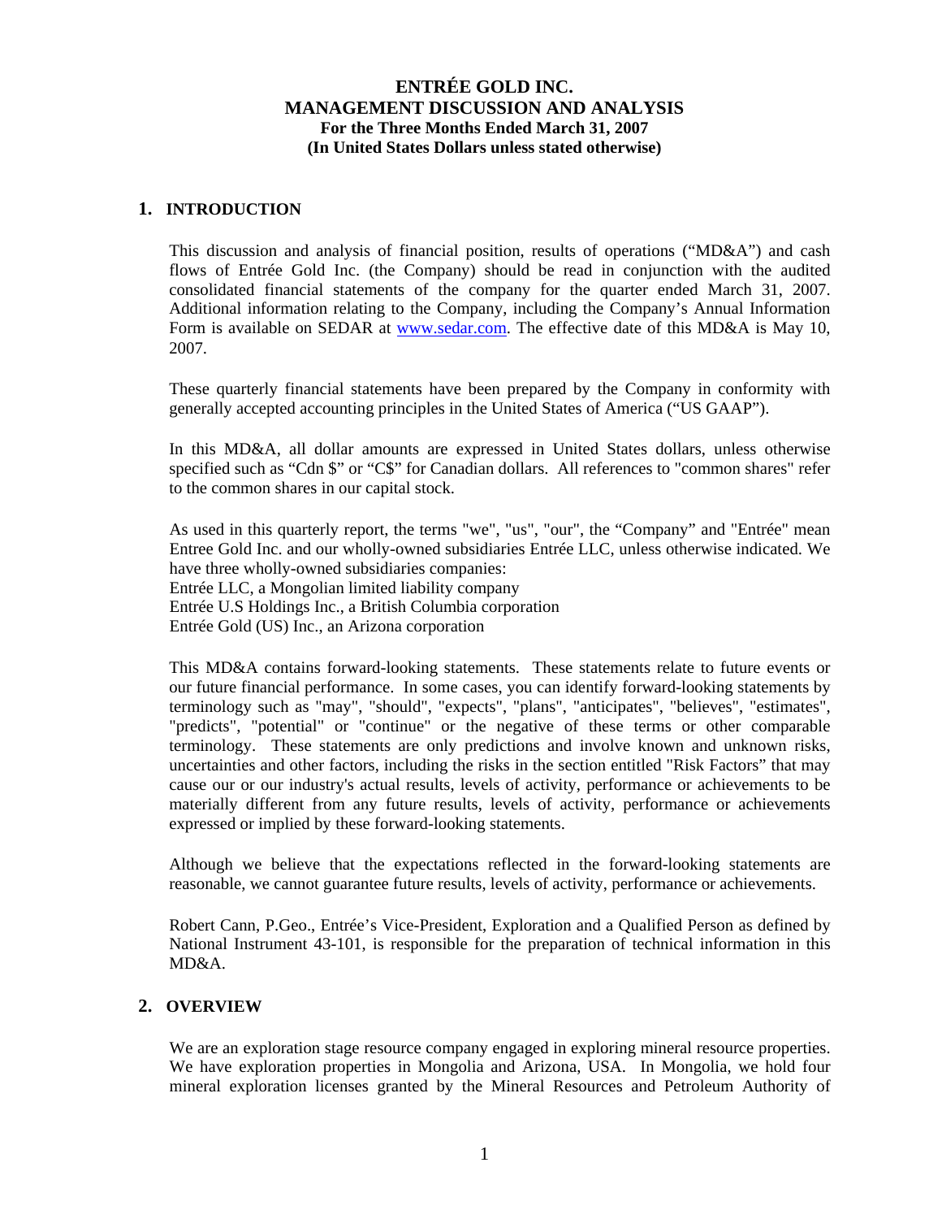# ENTRÉE GOLD INC.
## MANAGEMENT DISCUSSION AND ANALYSIS
### For the Three Months Ended March 31, 2007
### (In United States Dollars unless stated otherwise)

## 1. INTRODUCTION

This discussion and analysis of financial position, results of operations ("MD&A") and cash flows of Entrée Gold Inc. (the Company) should be read in conjunction with the audited consolidated financial statements of the company for the quarter ended March 31, 2007. Additional information relating to the Company, including the Company's Annual Information Form is available on SEDAR at www.sedar.com. The effective date of this MD&A is May 10, 2007.

These quarterly financial statements have been prepared by the Company in conformity with generally accepted accounting principles in the United States of America ("US GAAP").

In this MD&A, all dollar amounts are expressed in United States dollars, unless otherwise specified such as "Cdn $" or "C$" for Canadian dollars. All references to "common shares" refer to the common shares in our capital stock.

As used in this quarterly report, the terms "we", "us", "our", the "Company" and "Entrée" mean Entree Gold Inc. and our wholly-owned subsidiaries Entrée LLC, unless otherwise indicated. We have three wholly-owned subsidiaries companies:
Entrée LLC, a Mongolian limited liability company
Entrée U.S Holdings Inc., a British Columbia corporation
Entrée Gold (US) Inc., an Arizona corporation

This MD&A contains forward-looking statements. These statements relate to future events or our future financial performance. In some cases, you can identify forward-looking statements by terminology such as "may", "should", "expects", "plans", "anticipates", "believes", "estimates", "predicts", "potential" or "continue" or the negative of these terms or other comparable terminology. These statements are only predictions and involve known and unknown risks, uncertainties and other factors, including the risks in the section entitled "Risk Factors" that may cause our or our industry's actual results, levels of activity, performance or achievements to be materially different from any future results, levels of activity, performance or achievements expressed or implied by these forward-looking statements.

Although we believe that the expectations reflected in the forward-looking statements are reasonable, we cannot guarantee future results, levels of activity, performance or achievements.

Robert Cann, P.Geo., Entrée's Vice-President, Exploration and a Qualified Person as defined by National Instrument 43-101, is responsible for the preparation of technical information in this MD&A.

## 2. OVERVIEW

We are an exploration stage resource company engaged in exploring mineral resource properties. We have exploration properties in Mongolia and Arizona, USA. In Mongolia, we hold four mineral exploration licenses granted by the Mineral Resources and Petroleum Authority of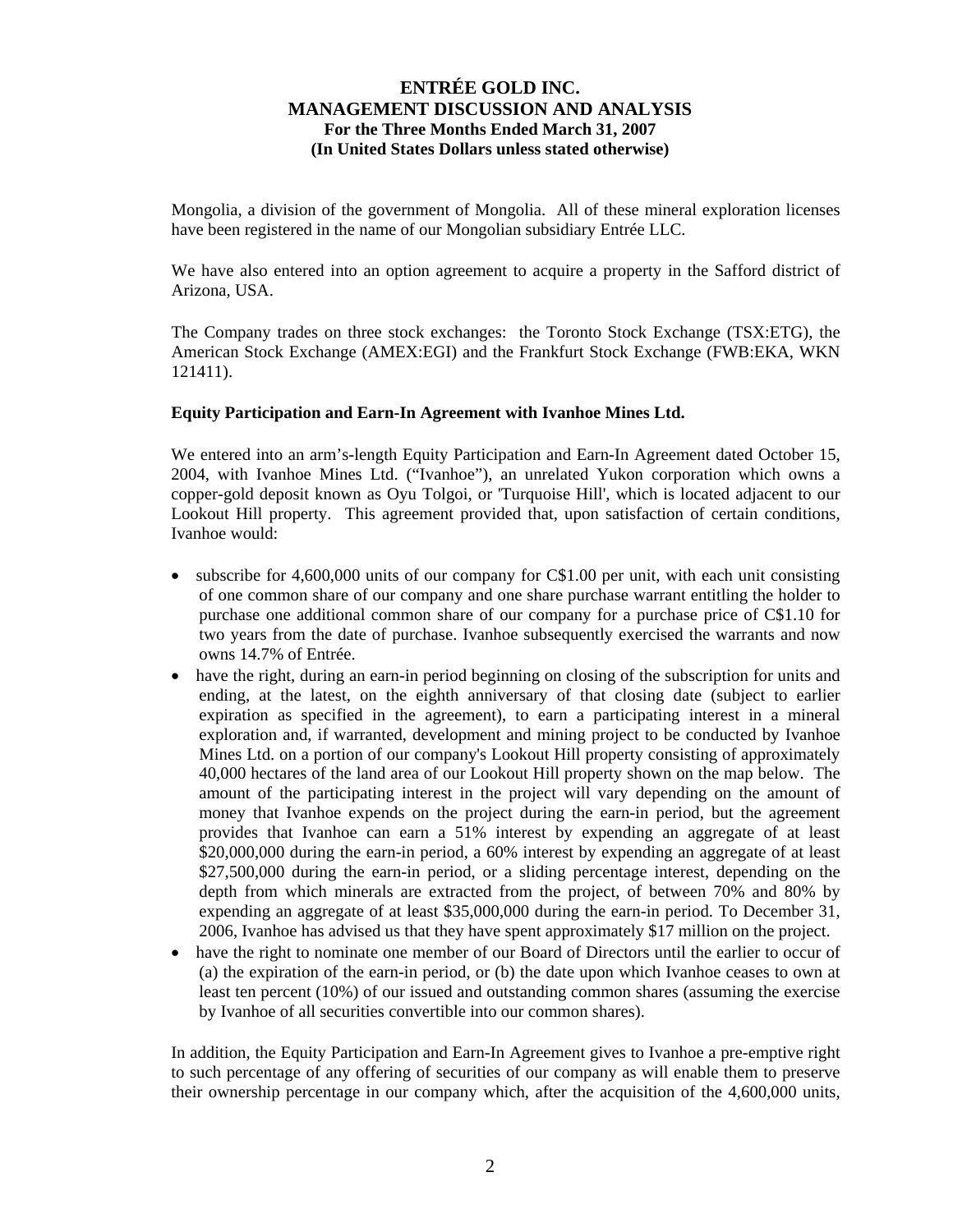Mongolia, a division of the government of Mongolia. All of these mineral exploration licenses have been registered in the name of our Mongolian subsidiary Entrée LLC.

We have also entered into an option agreement to acquire a property in the Safford district of Arizona, USA.

The Company trades on three stock exchanges: the Toronto Stock Exchange (TSX:ETG), the American Stock Exchange (AMEX:EGI) and the Frankfurt Stock Exchange (FWB:EKA, WKN 121411).

**Equity Participation and Earn-In Agreement with Ivanhoe Mines Ltd.**

We entered into an arm's-length Equity Participation and Earn-In Agreement dated October 15, 2004, with Ivanhoe Mines Ltd. ("Ivanhoe"), an unrelated Yukon corporation which owns a copper-gold deposit known as Oyu Tolgoi, or 'Turquoise Hill', which is located adjacent to our Lookout Hill property. This agreement provided that, upon satisfaction of certain conditions, Ivanhoe would:

- subscribe for 4,600,000 units of our company for C$1.00 per unit, with each unit consisting of one common share of our company and one share purchase warrant entitling the holder to purchase one additional common share of our company for a purchase price of C$1.10 for two years from the date of purchase. Ivanhoe subsequently exercised the warrants and now owns 14.7% of Entrée.
- have the right, during an earn-in period beginning on closing of the subscription for units and ending, at the latest, on the eighth anniversary of that closing date (subject to earlier expiration as specified in the agreement), to earn a participating interest in a mineral exploration and, if warranted, development and mining project to be conducted by Ivanhoe Mines Ltd. on a portion of our company's Lookout Hill property consisting of approximately 40,000 hectares of the land area of our Lookout Hill property shown on the map below. The amount of the participating interest in the project will vary depending on the amount of money that Ivanhoe expends on the project during the earn-in period, but the agreement provides that Ivanhoe can earn a 51% interest by expending an aggregate of at least $20,000,000 during the earn-in period, a 60% interest by expending an aggregate of at least $27,500,000 during the earn-in period, or a sliding percentage interest, depending on the depth from which minerals are extracted from the project, of between 70% and 80% by expending an aggregate of at least $35,000,000 during the earn-in period. To December 31, 2006, Ivanhoe has advised us that they have spent approximately $17 million on the project.
- have the right to nominate one member of our Board of Directors until the earlier to occur of (a) the expiration of the earn-in period, or (b) the date upon which Ivanhoe ceases to own at least ten percent (10%) of our issued and outstanding common shares (assuming the exercise by Ivanhoe of all securities convertible into our common shares).

In addition, the Equity Participation and Earn-In Agreement gives to Ivanhoe a pre-emptive right to such percentage of any offering of securities of our company as will enable them to preserve their ownership percentage in our company which, after the acquisition of the 4,600,000 units,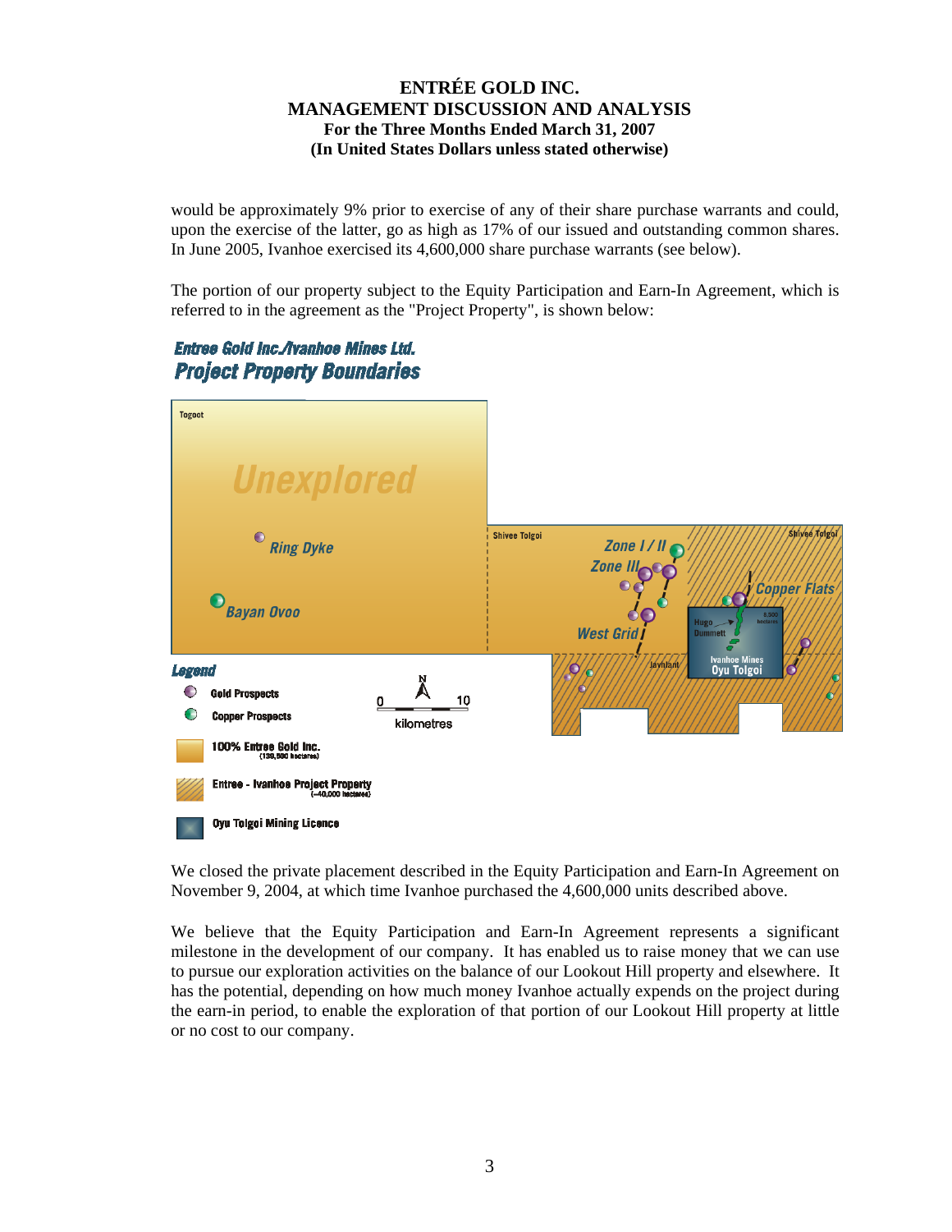would be approximately 9% prior to exercise of any of their share purchase warrants and could, upon the exercise of the latter, go as high as 17% of our issued and outstanding common shares. In June 2005, Ivanhoe exercised its 4,600,000 share purchase warrants (see below).

The portion of our property subject to the Equity Participation and Earn-In Agreement, which is referred to in the agreement as the "Project Property", is shown below:

We closed the private placement described in the Equity Participation and Earn-In Agreement on November 9, 2004, at which time Ivanhoe purchased the 4,600,000 units described above.

We believe that the Equity Participation and Earn-In Agreement represents a significant milestone in the development of our company. It has enabled us to raise money that we can use to pursue our exploration activities on the balance of our Lookout Hill property and elsewhere. It has the potential, depending on how much money Ivanhoe actually expends on the project during the earn-in period, to enable the exploration of that portion of our Lookout Hill property at little or no cost to our company.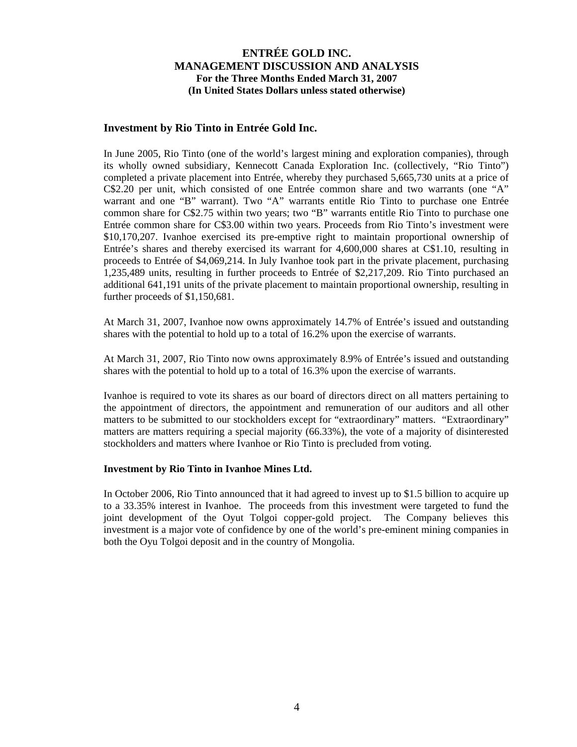## Investment by Rio Tinto in Entrée Gold Inc.

In June 2005, Rio Tinto (one of the world's largest mining and exploration companies), through its wholly owned subsidiary, Kennecott Canada Exploration Inc. (collectively, "Rio Tinto") completed a private placement into Entrée, whereby they purchased 5,665,730 units at a price of C$2.20 per unit, which consisted of one Entrée common share and two warrants (one "A" warrant and one "B" warrant). Two "A" warrants entitle Rio Tinto to purchase one Entrée common share for C$2.75 within two years; two "B" warrants entitle Rio Tinto to purchase one Entrée common share for C$3.00 within two years. Proceeds from Rio Tinto's investment were $10,170,207. Ivanhoe exercised its pre-emptive right to maintain proportional ownership of Entrée's shares and thereby exercised its warrant for 4,600,000 shares at C$1.10, resulting in proceeds to Entrée of $4,069,214. In July Ivanhoe took part in the private placement, purchasing 1,235,489 units, resulting in further proceeds to Entrée of $2,217,209. Rio Tinto purchased an additional 641,191 units of the private placement to maintain proportional ownership, resulting in further proceeds of $1,150,681.

At March 31, 2007, Ivanhoe now owns approximately 14.7% of Entrée's issued and outstanding shares with the potential to hold up to a total of 16.2% upon the exercise of warrants.

At March 31, 2007, Rio Tinto now owns approximately 8.9% of Entrée's issued and outstanding shares with the potential to hold up to a total of 16.3% upon the exercise of warrants.

Ivanhoe is required to vote its shares as our board of directors direct on all matters pertaining to the appointment of directors, the appointment and remuneration of our auditors and all other matters to be submitted to our stockholders except for "extraordinary" matters. "Extraordinary" matters are matters requiring a special majority (66.33%), the vote of a majority of disinterested stockholders and matters where Ivanhoe or Rio Tinto is precluded from voting.

### Investment by Rio Tinto in Ivanhoe Mines Ltd.

In October 2006, Rio Tinto announced that it had agreed to invest up to $1.5 billion to acquire up to a 33.35% interest in Ivanhoe. The proceeds from this investment were targeted to fund the joint development of the Oyut Tolgoi copper-gold project. The Company believes this investment is a major vote of confidence by one of the world's pre-eminent mining companies in both the Oyu Tolgoi deposit and in the country of Mongolia.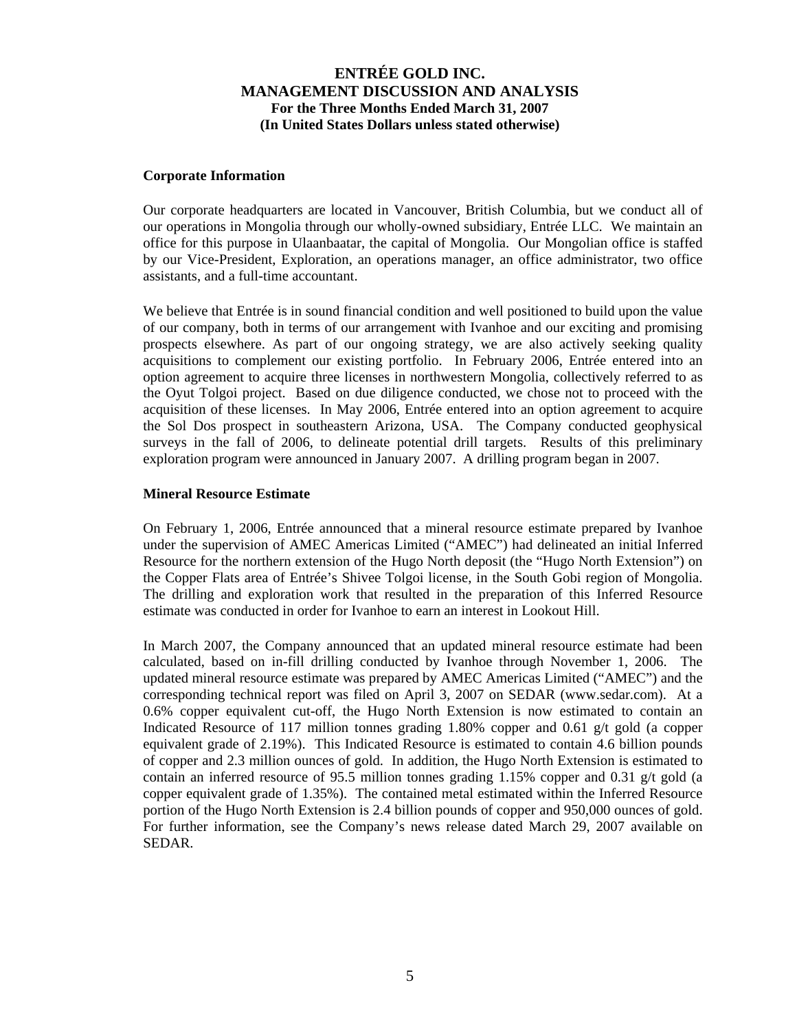# ENTRÉE GOLD INC.
## MANAGEMENT DISCUSSION AND ANALYSIS
### For the Three Months Ended March 31, 2007
### (In United States Dollars unless stated otherwise)

**Corporate Information**

Our corporate headquarters are located in Vancouver, British Columbia, but we conduct all of our operations in Mongolia through our wholly-owned subsidiary, Entrée LLC. We maintain an office for this purpose in Ulaanbaatar, the capital of Mongolia. Our Mongolian office is staffed by our Vice-President, Exploration, an operations manager, an office administrator, two office assistants, and a full-time accountant.

We believe that Entrée is in sound financial condition and well positioned to build upon the value of our company, both in terms of our arrangement with Ivanhoe and our exciting and promising prospects elsewhere. As part of our ongoing strategy, we are also actively seeking quality acquisitions to complement our existing portfolio. In February 2006, Entrée entered into an option agreement to acquire three licenses in northwestern Mongolia, collectively referred to as the Oyut Tolgoi project. Based on due diligence conducted, we chose not to proceed with the acquisition of these licenses. In May 2006, Entrée entered into an option agreement to acquire the Sol Dos prospect in southeastern Arizona, USA. The Company conducted geophysical surveys in the fall of 2006, to delineate potential drill targets. Results of this preliminary exploration program were announced in January 2007. A drilling program began in 2007.

**Mineral Resource Estimate**

On February 1, 2006, Entrée announced that a mineral resource estimate prepared by Ivanhoe under the supervision of AMEC Americas Limited ("AMEC") had delineated an initial Inferred Resource for the northern extension of the Hugo North deposit (the "Hugo North Extension") on the Copper Flats area of Entrée's Shivee Tolgoi license, in the South Gobi region of Mongolia. The drilling and exploration work that resulted in the preparation of this Inferred Resource estimate was conducted in order for Ivanhoe to earn an interest in Lookout Hill.

In March 2007, the Company announced that an updated mineral resource estimate had been calculated, based on in-fill drilling conducted by Ivanhoe through November 1, 2006. The updated mineral resource estimate was prepared by AMEC Americas Limited ("AMEC") and the corresponding technical report was filed on April 3, 2007 on SEDAR (www.sedar.com). At a 0.6% copper equivalent cut-off, the Hugo North Extension is now estimated to contain an Indicated Resource of 117 million tonnes grading 1.80% copper and 0.61 g/t gold (a copper equivalent grade of 2.19%). This Indicated Resource is estimated to contain 4.6 billion pounds of copper and 2.3 million ounces of gold. In addition, the Hugo North Extension is estimated to contain an inferred resource of 95.5 million tonnes grading 1.15% copper and 0.31 g/t gold (a copper equivalent grade of 1.35%). The contained metal estimated within the Inferred Resource portion of the Hugo North Extension is 2.4 billion pounds of copper and 950,000 ounces of gold. For further information, see the Company's news release dated March 29, 2007 available on SEDAR.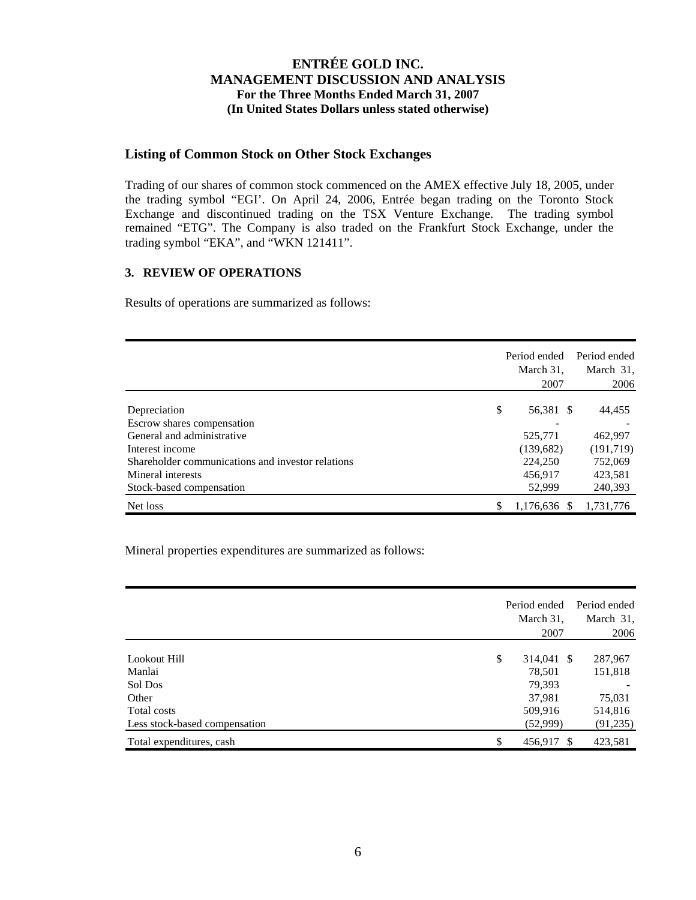## Listing of Common Stock on Other Stock Exchanges

Trading of our shares of common stock commenced on the AMEX effective July 18, 2005, under the trading symbol "EGI'. On April 24, 2006, Entrée began trading on the Toronto Stock Exchange and discontinued trading on the TSX Venture Exchange. The trading symbol remained "ETG". The Company is also traded on the Frankfurt Stock Exchange, under the trading symbol "EKA", and "WKN 121411".

### 3. REVIEW OF OPERATIONS

Results of operations are summarized as follows:

| | Period ended March 31, 2007 | Period ended March 31, 2006 |
|---|---|---|
| Depreciation | $ 56,381 | $ 44,455 |
| Escrow shares compensation | - | - |
| General and administrative | 525,771 | 462,997 |
| Interest income | (139,682) | (191,719) |
| Shareholder communications and investor relations | 224,250 | 752,069 |
| Mineral interests | 456,917 | 423,581 |
| Stock-based compensation | 52,999 | 240,393 |
| Net loss | $ 1,176,636 | $ 1,731,776 |

Mineral properties expenditures are summarized as follows:

| | Period ended March 31, 2007 | Period ended March 31, 2006 |
|---|---|---|
| Lookout Hill | $ 314,041 | $ 287,967 |
| Manlai | 78,501 | 151,818 |
| Sol Dos | 79,393 | - |
| Other | 37,981 | 75,031 |
| Total costs | 509,916 | 514,816 |
| Less stock-based compensation | (52,999) | (91,235) |
| Total expenditures, cash | $ 456,917 | $ 423,581 |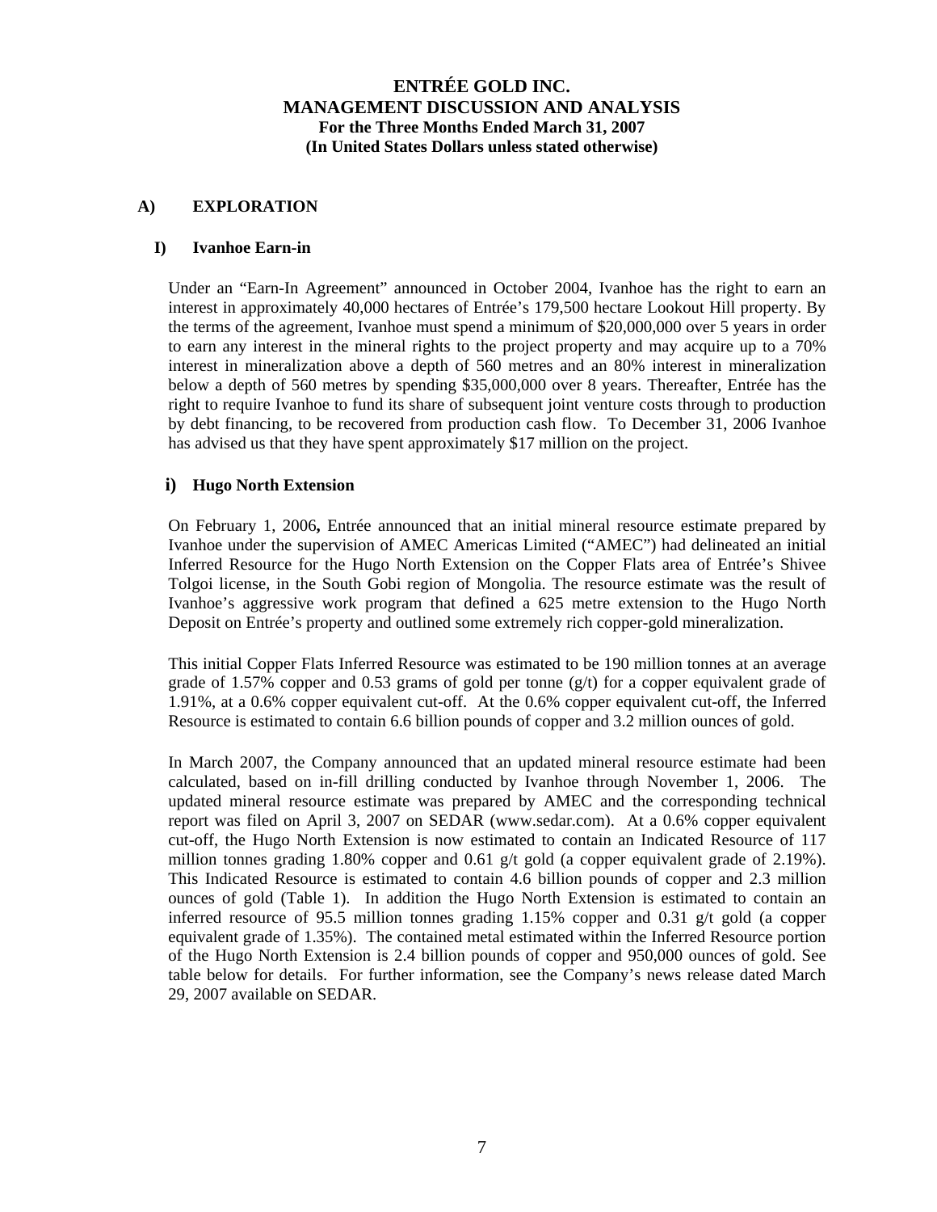**ENTRÉE GOLD INC.**
**MANAGEMENT DISCUSSION AND ANALYSIS**
**For the Three Months Ended March 31, 2007**
**(In United States Dollars unless stated otherwise)**

## A) EXPLORATION

### I) Ivanhoe Earn-in

Under an "Earn-In Agreement" announced in October 2004, Ivanhoe has the right to earn an interest in approximately 40,000 hectares of Entrée's 179,500 hectare Lookout Hill property. By the terms of the agreement, Ivanhoe must spend a minimum of $20,000,000 over 5 years in order to earn any interest in the mineral rights to the project property and may acquire up to a 70% interest in mineralization above a depth of 560 metres and an 80% interest in mineralization below a depth of 560 metres by spending $35,000,000 over 8 years. Thereafter, Entrée has the right to require Ivanhoe to fund its share of subsequent joint venture costs through to production by debt financing, to be recovered from production cash flow. To December 31, 2006 Ivanhoe has advised us that they have spent approximately $17 million on the project.

#### i) Hugo North Extension

On February 1, 2006**,** Entrée announced that an initial mineral resource estimate prepared by Ivanhoe under the supervision of AMEC Americas Limited ("AMEC") had delineated an initial Inferred Resource for the Hugo North Extension on the Copper Flats area of Entrée's Shivee Tolgoi license, in the South Gobi region of Mongolia. The resource estimate was the result of Ivanhoe's aggressive work program that defined a 625 metre extension to the Hugo North Deposit on Entrée's property and outlined some extremely rich copper-gold mineralization.

This initial Copper Flats Inferred Resource was estimated to be 190 million tonnes at an average grade of 1.57% copper and 0.53 grams of gold per tonne (g/t) for a copper equivalent grade of 1.91%, at a 0.6% copper equivalent cut-off. At the 0.6% copper equivalent cut-off, the Inferred Resource is estimated to contain 6.6 billion pounds of copper and 3.2 million ounces of gold.

In March 2007, the Company announced that an updated mineral resource estimate had been calculated, based on in-fill drilling conducted by Ivanhoe through November 1, 2006. The updated mineral resource estimate was prepared by AMEC and the corresponding technical report was filed on April 3, 2007 on SEDAR (www.sedar.com). At a 0.6% copper equivalent cut-off, the Hugo North Extension is now estimated to contain an Indicated Resource of 117 million tonnes grading 1.80% copper and 0.61 g/t gold (a copper equivalent grade of 2.19%). This Indicated Resource is estimated to contain 4.6 billion pounds of copper and 2.3 million ounces of gold (Table 1). In addition the Hugo North Extension is estimated to contain an inferred resource of 95.5 million tonnes grading 1.15% copper and 0.31 g/t gold (a copper equivalent grade of 1.35%). The contained metal estimated within the Inferred Resource portion of the Hugo North Extension is 2.4 billion pounds of copper and 950,000 ounces of gold. See table below for details. For further information, see the Company's news release dated March 29, 2007 available on SEDAR.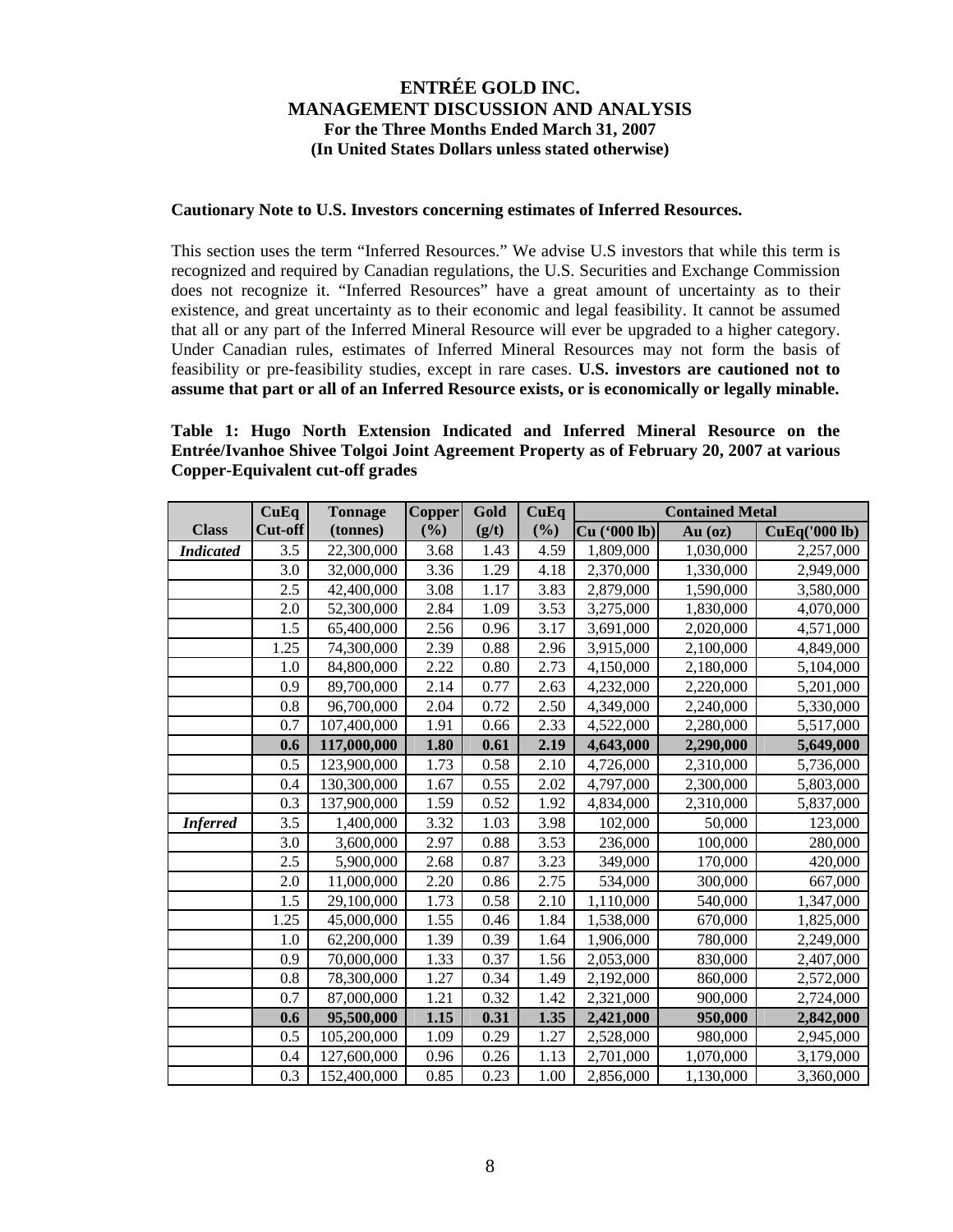**Cautionary Note to U.S. Investors concerning estimates of Inferred Resources.**

This section uses the term "Inferred Resources." We advise U.S investors that while this term is recognized and required by Canadian regulations, the U.S. Securities and Exchange Commission does not recognize it. "Inferred Resources" have a great amount of uncertainty as to their existence, and great uncertainty as to their economic and legal feasibility. It cannot be assumed that all or any part of the Inferred Mineral Resource will ever be upgraded to a higher category. Under Canadian rules, estimates of Inferred Mineral Resources may not form the basis of feasibility or pre-feasibility studies, except in rare cases. **U.S. investors are cautioned not to assume that part or all of an Inferred Resource exists, or is economically or legally minable.**

**Table 1: Hugo North Extension Indicated and Inferred Mineral Resource on the Entrée/Ivanhoe Shivee Tolgoi Joint Agreement Property as of February 20, 2007 at various Copper-Equivalent cut-off grades**

| Class | CuEq Cut-off | Tonnage (tonnes) | Copper (%) | Gold (g/t) | CuEq (%) | Contained Metal | | |
|---|---|---|---|---|---|---|---|---|
| | | | | | | Cu ('000 lb) | Au (oz) | CuEq('000 lb) |
| *Indicated* | 3.5 | 22,300,000 | 3.68 | 1.43 | 4.59 | 1,809,000 | 1,030,000 | 2,257,000 |
| | 3.0 | 32,000,000 | 3.36 | 1.29 | 4.18 | 2,370,000 | 1,330,000 | 2,949,000 |
| | 2.5 | 42,400,000 | 3.08 | 1.17 | 3.83 | 2,879,000 | 1,590,000 | 3,580,000 |
| | 2.0 | 52,300,000 | 2.84 | 1.09 | 3.53 | 3,275,000 | 1,830,000 | 4,070,000 |
| | 1.5 | 65,400,000 | 2.56 | 0.96 | 3.17 | 3,691,000 | 2,020,000 | 4,571,000 |
| | 1.25 | 74,300,000 | 2.39 | 0.88 | 2.96 | 3,915,000 | 2,100,000 | 4,849,000 |
| | 1.0 | 84,800,000 | 2.22 | 0.80 | 2.73 | 4,150,000 | 2,180,000 | 5,104,000 |
| | 0.9 | 89,700,000 | 2.14 | 0.77 | 2.63 | 4,232,000 | 2,220,000 | 5,201,000 |
| | 0.8 | 96,700,000 | 2.04 | 0.72 | 2.50 | 4,349,000 | 2,240,000 | 5,330,000 |
| | 0.7 | 107,400,000 | 1.91 | 0.66 | 2.33 | 4,522,000 | 2,280,000 | 5,517,000 |
| | **0.6** | **117,000,000** | **1.80** | **0.61** | **2.19** | **4,643,000** | **2,290,000** | **5,649,000** |
| | 0.5 | 123,900,000 | 1.73 | 0.58 | 2.10 | 4,726,000 | 2,310,000 | 5,736,000 |
| | 0.4 | 130,300,000 | 1.67 | 0.55 | 2.02 | 4,797,000 | 2,300,000 | 5,803,000 |
| | 0.3 | 137,900,000 | 1.59 | 0.52 | 1.92 | 4,834,000 | 2,310,000 | 5,837,000 |
| *Inferred* | 3.5 | 1,400,000 | 3.32 | 1.03 | 3.98 | 102,000 | 50,000 | 123,000 |
| | 3.0 | 3,600,000 | 2.97 | 0.88 | 3.53 | 236,000 | 100,000 | 280,000 |
| | 2.5 | 5,900,000 | 2.68 | 0.87 | 3.23 | 349,000 | 170,000 | 420,000 |
| | 2.0 | 11,000,000 | 2.20 | 0.86 | 2.75 | 534,000 | 300,000 | 667,000 |
| | 1.5 | 29,100,000 | 1.73 | 0.58 | 2.10 | 1,110,000 | 540,000 | 1,347,000 |
| | 1.25 | 45,000,000 | 1.55 | 0.46 | 1.84 | 1,538,000 | 670,000 | 1,825,000 |
| | 1.0 | 62,200,000 | 1.39 | 0.39 | 1.64 | 1,906,000 | 780,000 | 2,249,000 |
| | 0.9 | 70,000,000 | 1.33 | 0.37 | 1.56 | 2,053,000 | 830,000 | 2,407,000 |
| | 0.8 | 78,300,000 | 1.27 | 0.34 | 1.49 | 2,192,000 | 860,000 | 2,572,000 |
| | 0.7 | 87,000,000 | 1.21 | 0.32 | 1.42 | 2,321,000 | 900,000 | 2,724,000 |
| | **0.6** | **95,500,000** | **1.15** | **0.31** | **1.35** | **2,421,000** | **950,000** | **2,842,000** |
| | 0.5 | 105,200,000 | 1.09 | 0.29 | 1.27 | 2,528,000 | 980,000 | 2,945,000 |
| | 0.4 | 127,600,000 | 0.96 | 0.26 | 1.13 | 2,701,000 | 1,070,000 | 3,179,000 |
| | 0.3 | 152,400,000 | 0.85 | 0.23 | 1.00 | 2,856,000 | 1,130,000 | 3,360,000 |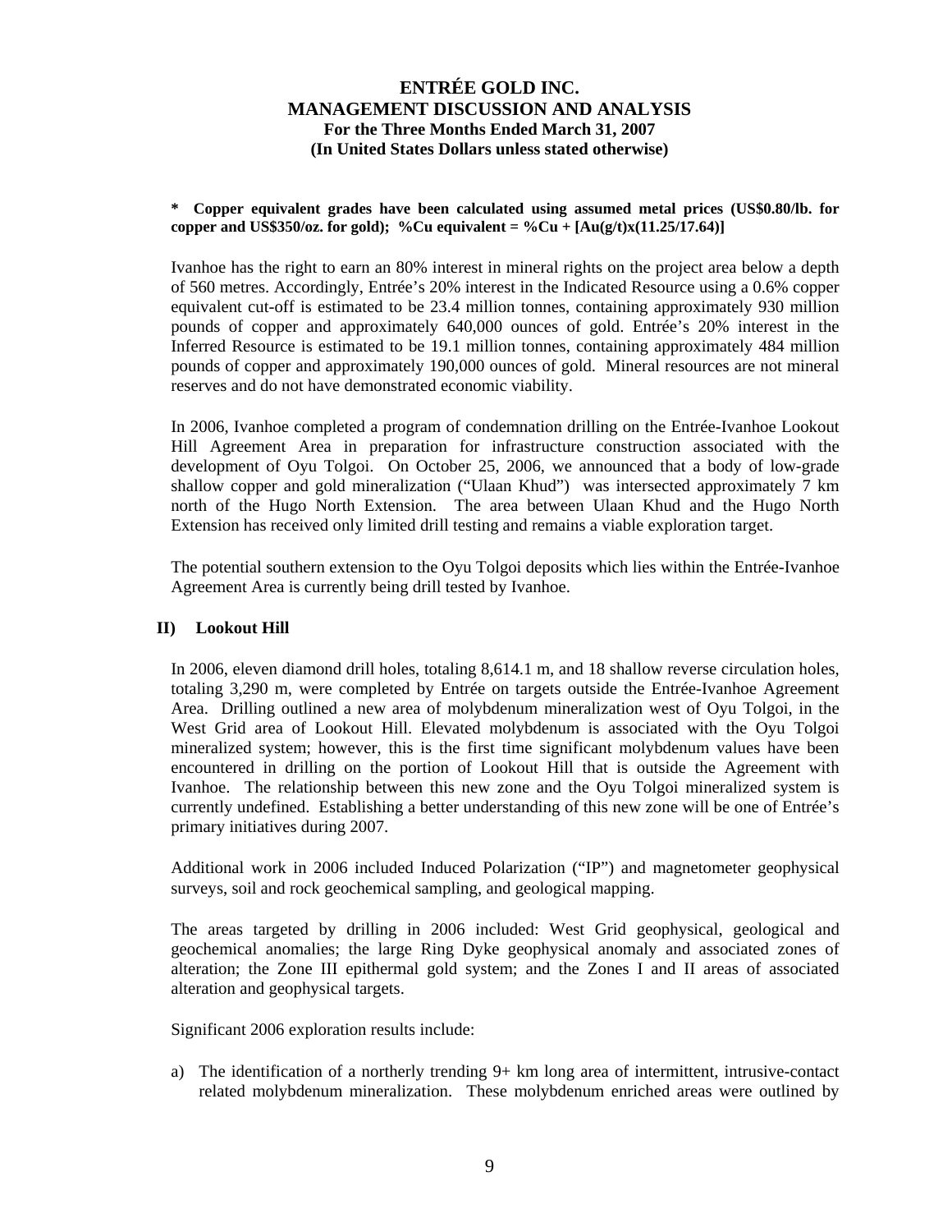**\* Copper equivalent grades have been calculated using assumed metal prices (US$0.80/lb. for copper and US$350/oz. for gold); %Cu equivalent = %Cu + [Au(g/t)x(11.25/17.64)]**

Ivanhoe has the right to earn an 80% interest in mineral rights on the project area below a depth of 560 metres. Accordingly, Entrée's 20% interest in the Indicated Resource using a 0.6% copper equivalent cut-off is estimated to be 23.4 million tonnes, containing approximately 930 million pounds of copper and approximately 640,000 ounces of gold. Entrée's 20% interest in the Inferred Resource is estimated to be 19.1 million tonnes, containing approximately 484 million pounds of copper and approximately 190,000 ounces of gold. Mineral resources are not mineral reserves and do not have demonstrated economic viability.

In 2006, Ivanhoe completed a program of condemnation drilling on the Entrée-Ivanhoe Lookout Hill Agreement Area in preparation for infrastructure construction associated with the development of Oyu Tolgoi. On October 25, 2006, we announced that a body of low-grade shallow copper and gold mineralization ("Ulaan Khud") was intersected approximately 7 km north of the Hugo North Extension. The area between Ulaan Khud and the Hugo North Extension has received only limited drill testing and remains a viable exploration target.

The potential southern extension to the Oyu Tolgoi deposits which lies within the Entrée-Ivanhoe Agreement Area is currently being drill tested by Ivanhoe.

### II) Lookout Hill

In 2006, eleven diamond drill holes, totaling 8,614.1 m, and 18 shallow reverse circulation holes, totaling 3,290 m, were completed by Entrée on targets outside the Entrée-Ivanhoe Agreement Area. Drilling outlined a new area of molybdenum mineralization west of Oyu Tolgoi, in the West Grid area of Lookout Hill. Elevated molybdenum is associated with the Oyu Tolgoi mineralized system; however, this is the first time significant molybdenum values have been encountered in drilling on the portion of Lookout Hill that is outside the Agreement with Ivanhoe. The relationship between this new zone and the Oyu Tolgoi mineralized system is currently undefined. Establishing a better understanding of this new zone will be one of Entrée's primary initiatives during 2007.

Additional work in 2006 included Induced Polarization ("IP") and magnetometer geophysical surveys, soil and rock geochemical sampling, and geological mapping.

The areas targeted by drilling in 2006 included: West Grid geophysical, geological and geochemical anomalies; the large Ring Dyke geophysical anomaly and associated zones of alteration; the Zone III epithermal gold system; and the Zones I and II areas of associated alteration and geophysical targets.

Significant 2006 exploration results include:

a) The identification of a northerly trending 9+ km long area of intermittent, intrusive-contact related molybdenum mineralization. These molybdenum enriched areas were outlined by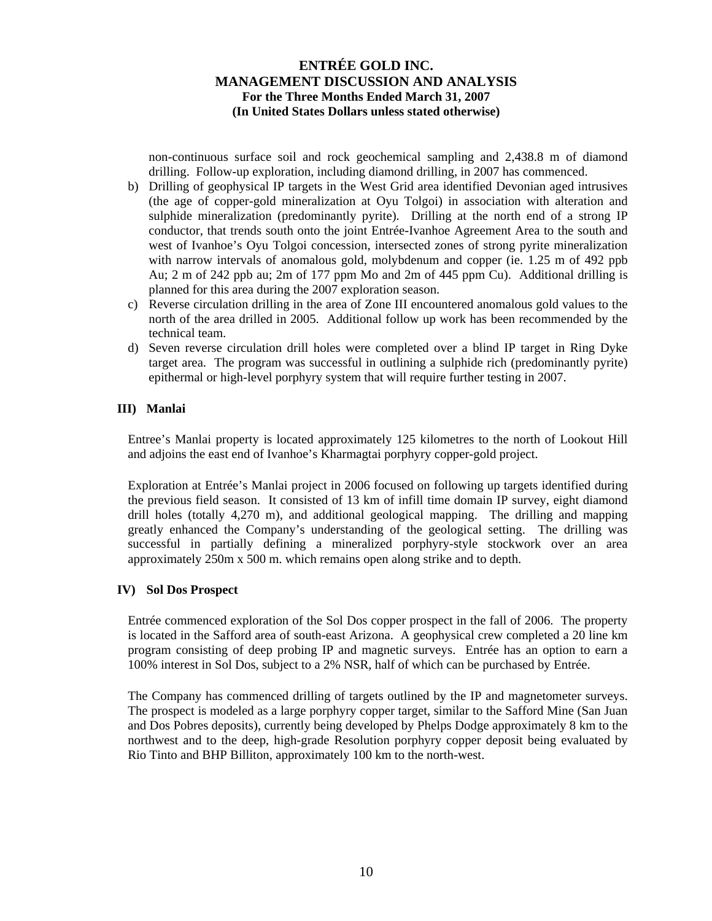non-continuous surface soil and rock geochemical sampling and 2,438.8 m of diamond drilling. Follow-up exploration, including diamond drilling, in 2007 has commenced.

b) Drilling of geophysical IP targets in the West Grid area identified Devonian aged intrusives (the age of copper-gold mineralization at Oyu Tolgoi) in association with alteration and sulphide mineralization (predominantly pyrite). Drilling at the north end of a strong IP conductor, that trends south onto the joint Entrée-Ivanhoe Agreement Area to the south and west of Ivanhoe's Oyu Tolgoi concession, intersected zones of strong pyrite mineralization with narrow intervals of anomalous gold, molybdenum and copper (ie. 1.25 m of 492 ppb Au; 2 m of 242 ppb au; 2m of 177 ppm Mo and 2m of 445 ppm Cu). Additional drilling is planned for this area during the 2007 exploration season.

c) Reverse circulation drilling in the area of Zone III encountered anomalous gold values to the north of the area drilled in 2005. Additional follow up work has been recommended by the technical team.

d) Seven reverse circulation drill holes were completed over a blind IP target in Ring Dyke target area. The program was successful in outlining a sulphide rich (predominantly pyrite) epithermal or high-level porphyry system that will require further testing in 2007.

### III) Manlai

Entree's Manlai property is located approximately 125 kilometres to the north of Lookout Hill and adjoins the east end of Ivanhoe's Kharmagtai porphyry copper-gold project.

Exploration at Entrée's Manlai project in 2006 focused on following up targets identified during the previous field season. It consisted of 13 km of infill time domain IP survey, eight diamond drill holes (totally 4,270 m), and additional geological mapping. The drilling and mapping greatly enhanced the Company's understanding of the geological setting. The drilling was successful in partially defining a mineralized porphyry-style stockwork over an area approximately 250m x 500 m. which remains open along strike and to depth.

### IV) Sol Dos Prospect

Entrée commenced exploration of the Sol Dos copper prospect in the fall of 2006. The property is located in the Safford area of south-east Arizona. A geophysical crew completed a 20 line km program consisting of deep probing IP and magnetic surveys. Entrée has an option to earn a 100% interest in Sol Dos, subject to a 2% NSR, half of which can be purchased by Entrée.

The Company has commenced drilling of targets outlined by the IP and magnetometer surveys. The prospect is modeled as a large porphyry copper target, similar to the Safford Mine (San Juan and Dos Pobres deposits), currently being developed by Phelps Dodge approximately 8 km to the northwest and to the deep, high-grade Resolution porphyry copper deposit being evaluated by Rio Tinto and BHP Billiton, approximately 100 km to the north-west.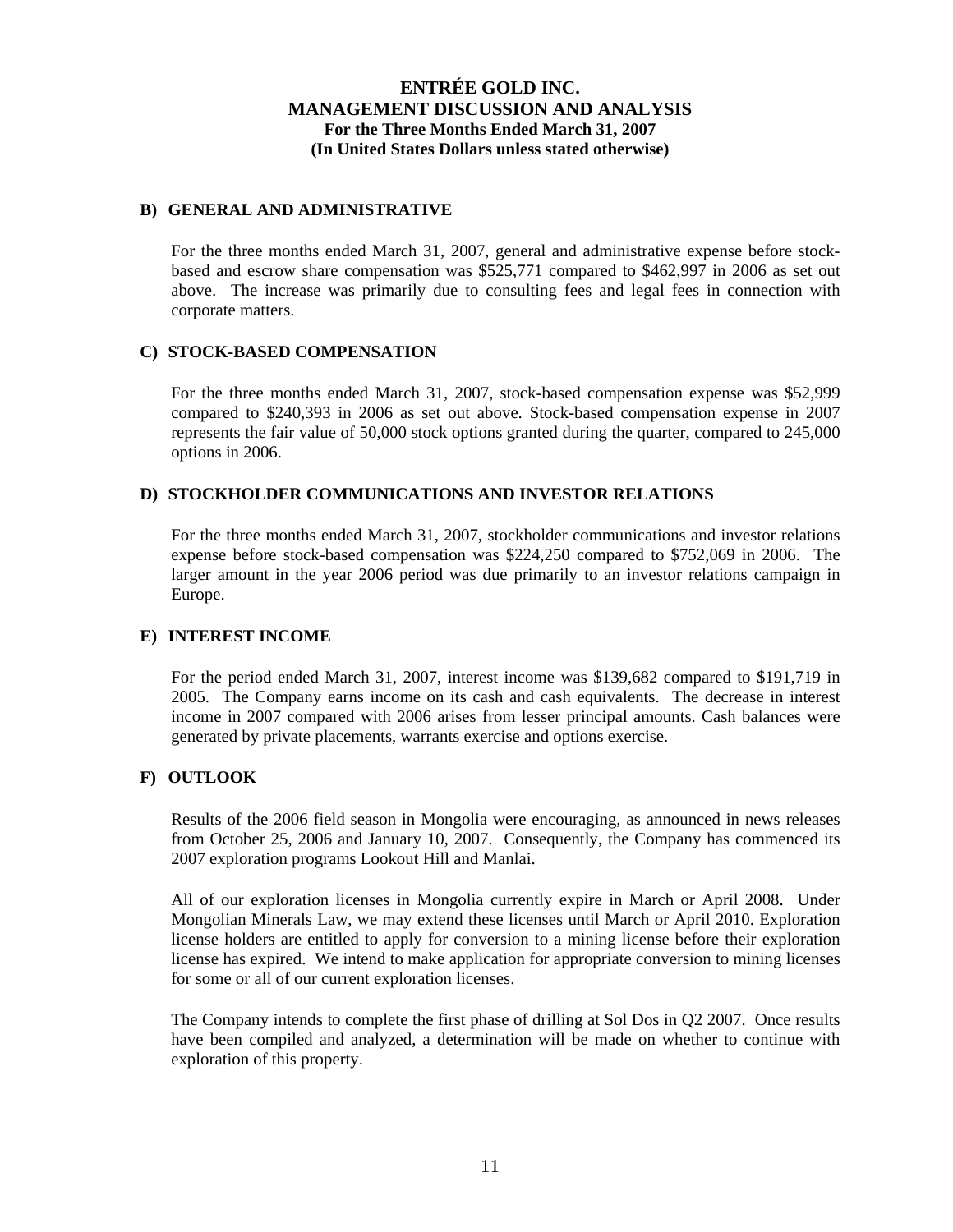### B) GENERAL AND ADMINISTRATIVE

For the three months ended March 31, 2007, general and administrative expense before stock-based and escrow share compensation was $525,771 compared to $462,997 in 2006 as set out above. The increase was primarily due to consulting fees and legal fees in connection with corporate matters.

### C) STOCK-BASED COMPENSATION

For the three months ended March 31, 2007, stock-based compensation expense was $52,999 compared to $240,393 in 2006 as set out above. Stock-based compensation expense in 2007 represents the fair value of 50,000 stock options granted during the quarter, compared to 245,000 options in 2006.

### D) STOCKHOLDER COMMUNICATIONS AND INVESTOR RELATIONS

For the three months ended March 31, 2007, stockholder communications and investor relations expense before stock-based compensation was $224,250 compared to $752,069 in 2006. The larger amount in the year 2006 period was due primarily to an investor relations campaign in Europe.

### E) INTEREST INCOME

For the period ended March 31, 2007, interest income was $139,682 compared to $191,719 in 2005. The Company earns income on its cash and cash equivalents. The decrease in interest income in 2007 compared with 2006 arises from lesser principal amounts. Cash balances were generated by private placements, warrants exercise and options exercise.

### F) OUTLOOK

Results of the 2006 field season in Mongolia were encouraging, as announced in news releases from October 25, 2006 and January 10, 2007. Consequently, the Company has commenced its 2007 exploration programs Lookout Hill and Manlai.

All of our exploration licenses in Mongolia currently expire in March or April 2008. Under Mongolian Minerals Law, we may extend these licenses until March or April 2010. Exploration license holders are entitled to apply for conversion to a mining license before their exploration license has expired. We intend to make application for appropriate conversion to mining licenses for some or all of our current exploration licenses.

The Company intends to complete the first phase of drilling at Sol Dos in Q2 2007. Once results have been compiled and analyzed, a determination will be made on whether to continue with exploration of this property.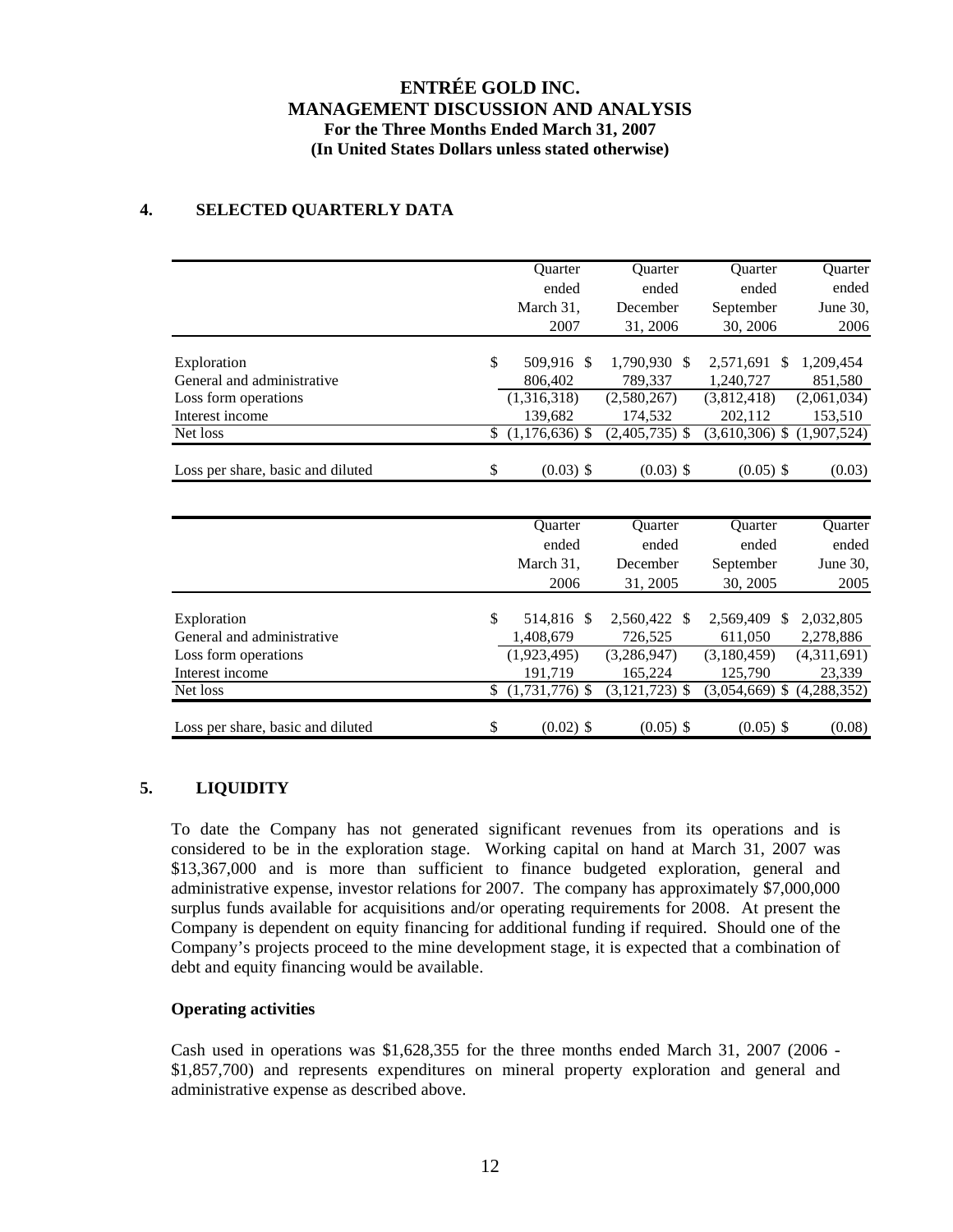# ENTRÉE GOLD INC.
# MANAGEMENT DISCUSSION AND ANALYSIS
### For the Three Months Ended March 31, 2007
### (In United States Dollars unless stated otherwise)

## 4. SELECTED QUARTERLY DATA

| | Quarter ended March 31, 2007 | Quarter ended December 31, 2006 | Quarter ended September 30, 2006 | Quarter ended June 30, 2006 |
|---|---|---|---|---|
| Exploration | $ 509,916 | $ 1,790,930 | $ 2,571,691 | $ 1,209,454 |
| General and administrative | 806,402 | 789,337 | 1,240,727 | 851,580 |
| Loss form operations | (1,316,318) | (2,580,267) | (3,812,418) | (2,061,034) |
| Interest income | 139,682 | 174,532 | 202,112 | 153,510 |
| Net loss | $ (1,176,636) | $ (2,405,735) | $ (3,610,306) | $ (1,907,524) |
| Loss per share, basic and diluted | $ (0.03) | $ (0.03) | $ (0.05) | $ (0.03) |

| | Quarter ended March 31, 2006 | Quarter ended December 31, 2005 | Quarter ended September 30, 2005 | Quarter ended June 30, 2005 |
|---|---|---|---|---|
| Exploration | $ 514,816 | $ 2,560,422 | $ 2,569,409 | $ 2,032,805 |
| General and administrative | 1,408,679 | 726,525 | 611,050 | 2,278,886 |
| Loss form operations | (1,923,495) | (3,286,947) | (3,180,459) | (4,311,691) |
| Interest income | 191,719 | 165,224 | 125,790 | 23,339 |
| Net loss | $ (1,731,776) | $ (3,121,723) | $ (3,054,669) | $ (4,288,352) |
| Loss per share, basic and diluted | $ (0.02) | $ (0.05) | $ (0.05) | $ (0.08) |

## 5. LIQUIDITY

To date the Company has not generated significant revenues from its operations and is considered to be in the exploration stage. Working capital on hand at March 31, 2007 was $13,367,000 and is more than sufficient to finance budgeted exploration, general and administrative expense, investor relations for 2007. The company has approximately $7,000,000 surplus funds available for acquisitions and/or operating requirements for 2008. At present the Company is dependent on equity financing for additional funding if required. Should one of the Company's projects proceed to the mine development stage, it is expected that a combination of debt and equity financing would be available.

**Operating activities**

Cash used in operations was $1,628,355 for the three months ended March 31, 2007 (2006 - $1,857,700) and represents expenditures on mineral property exploration and general and administrative expense as described above.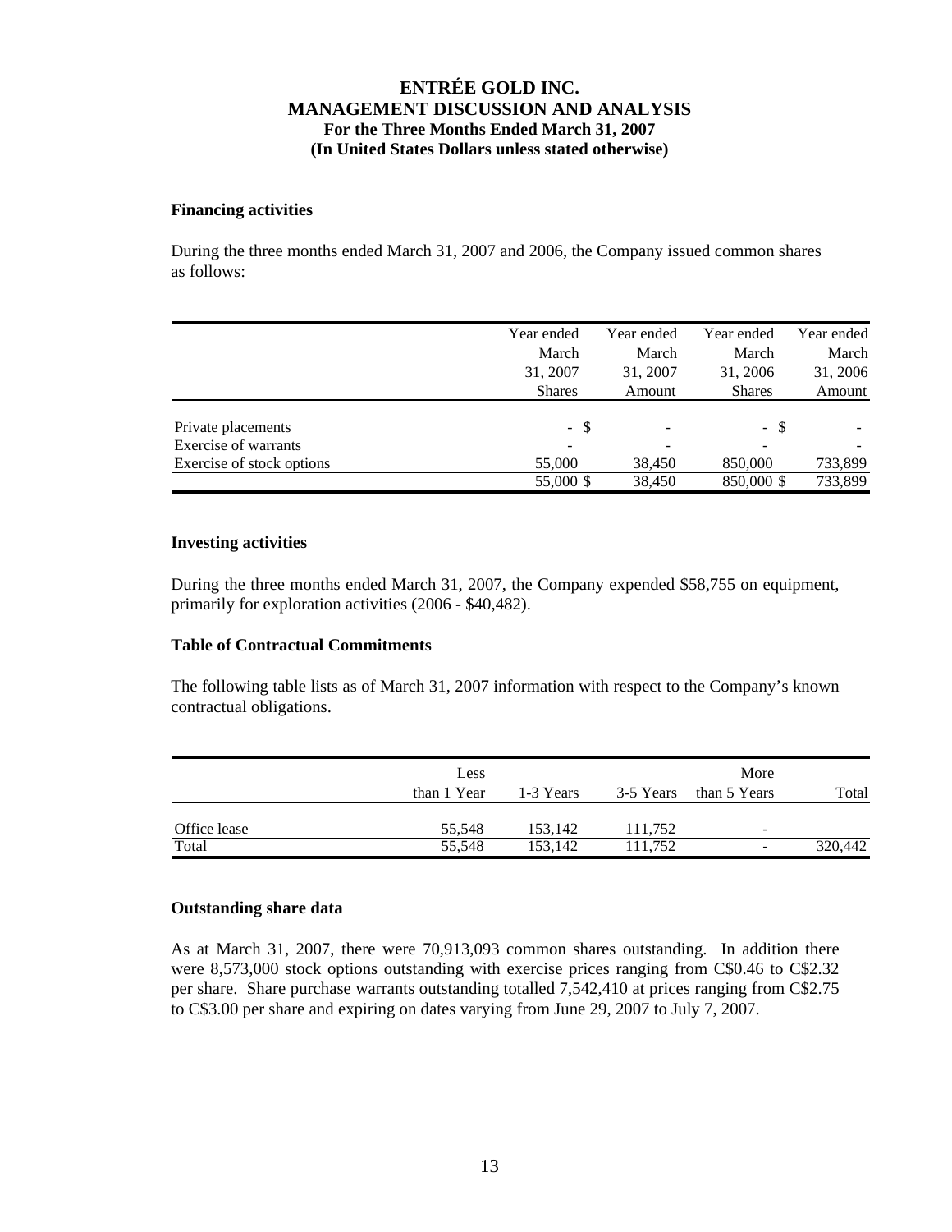### Financing activities

During the three months ended March 31, 2007 and 2006, the Company issued common shares as follows:

| | Year ended March 31, 2007 Shares | Year ended March 31, 2007 Amount | Year ended March 31, 2006 Shares | Year ended March 31, 2006 Amount |
|---|---|---|---|---|
| Private placements | - $ | - | - $ | - |
| Exercise of warrants | - | - | - | - |
| Exercise of stock options | 55,000 | 38,450 | 850,000 | 733,899 |
| | 55,000 $ | 38,450 | 850,000 $ | 733,899 |

### Investing activities

During the three months ended March 31, 2007, the Company expended $58,755 on equipment, primarily for exploration activities (2006 - $40,482).

### Table of Contractual Commitments

The following table lists as of March 31, 2007 information with respect to the Company's known contractual obligations.

| | Less than 1 Year | 1-3 Years | 3-5 Years | More than 5 Years | Total |
|---|---|---|---|---|---|
| Office lease | 55,548 | 153,142 | 111,752 | - | |
| Total | 55,548 | 153,142 | 111,752 | - | 320,442 |

### Outstanding share data

As at March 31, 2007, there were 70,913,093 common shares outstanding. In addition there were 8,573,000 stock options outstanding with exercise prices ranging from C$0.46 to C$2.32 per share. Share purchase warrants outstanding totalled 7,542,410 at prices ranging from C$2.75 to C$3.00 per share and expiring on dates varying from June 29, 2007 to July 7, 2007.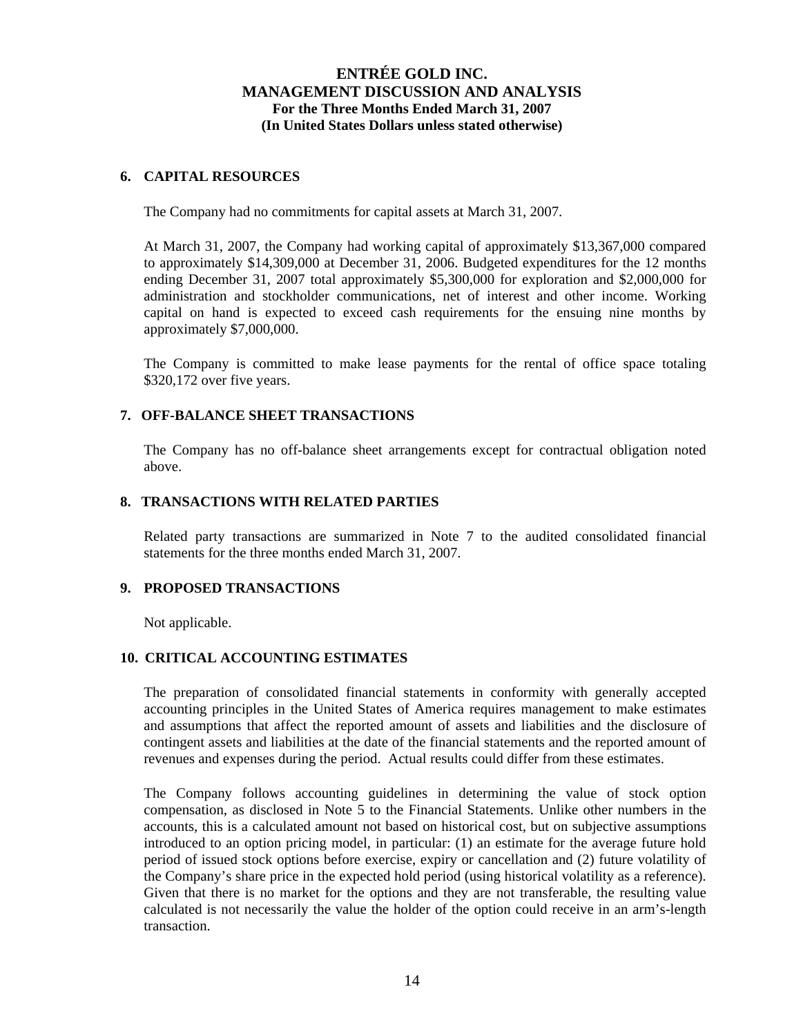## 6. CAPITAL RESOURCES

The Company had no commitments for capital assets at March 31, 2007.

At March 31, 2007, the Company had working capital of approximately $13,367,000 compared to approximately $14,309,000 at December 31, 2006. Budgeted expenditures for the 12 months ending December 31, 2007 total approximately $5,300,000 for exploration and $2,000,000 for administration and stockholder communications, net of interest and other income. Working capital on hand is expected to exceed cash requirements for the ensuing nine months by approximately $7,000,000.

The Company is committed to make lease payments for the rental of office space totaling $320,172 over five years.

## 7. OFF-BALANCE SHEET TRANSACTIONS

The Company has no off-balance sheet arrangements except for contractual obligation noted above.

## 8. TRANSACTIONS WITH RELATED PARTIES

Related party transactions are summarized in Note 7 to the audited consolidated financial statements for the three months ended March 31, 2007.

## 9. PROPOSED TRANSACTIONS

Not applicable.

## 10. CRITICAL ACCOUNTING ESTIMATES

The preparation of consolidated financial statements in conformity with generally accepted accounting principles in the United States of America requires management to make estimates and assumptions that affect the reported amount of assets and liabilities and the disclosure of contingent assets and liabilities at the date of the financial statements and the reported amount of revenues and expenses during the period. Actual results could differ from these estimates.

The Company follows accounting guidelines in determining the value of stock option compensation, as disclosed in Note 5 to the Financial Statements. Unlike other numbers in the accounts, this is a calculated amount not based on historical cost, but on subjective assumptions introduced to an option pricing model, in particular: (1) an estimate for the average future hold period of issued stock options before exercise, expiry or cancellation and (2) future volatility of the Company's share price in the expected hold period (using historical volatility as a reference). Given that there is no market for the options and they are not transferable, the resulting value calculated is not necessarily the value the holder of the option could receive in an arm's-length transaction.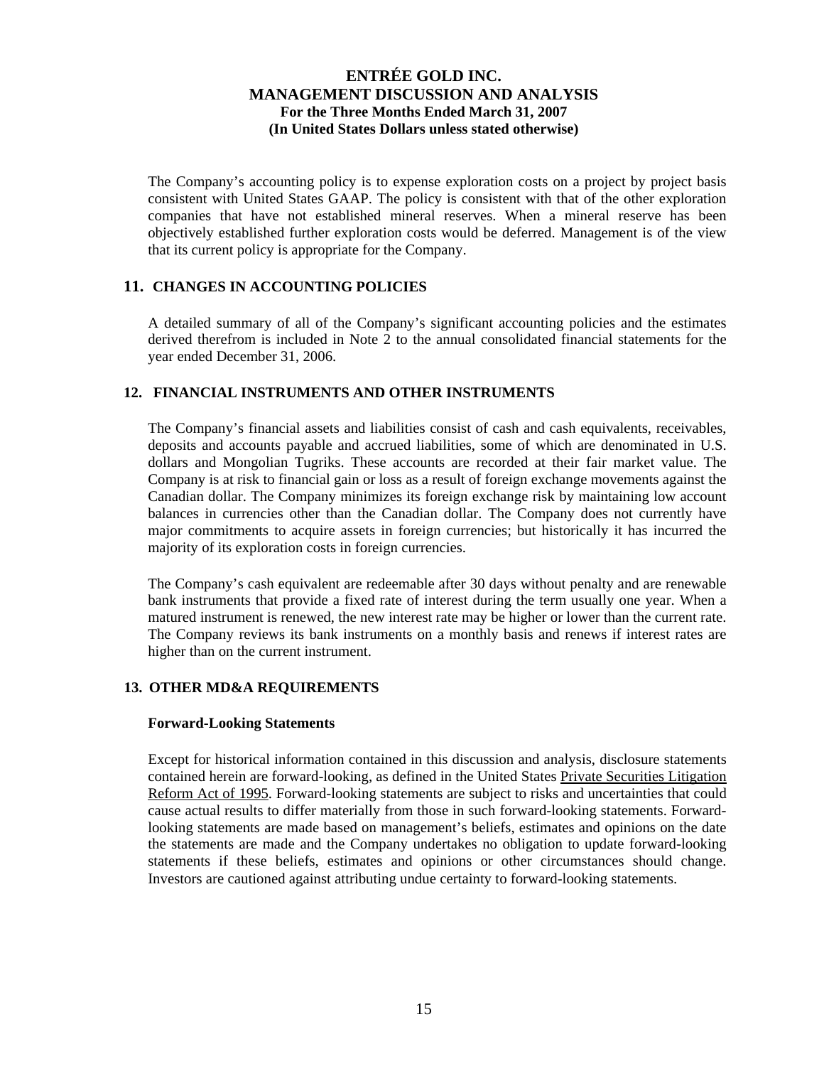The Company's accounting policy is to expense exploration costs on a project by project basis consistent with United States GAAP. The policy is consistent with that of the other exploration companies that have not established mineral reserves. When a mineral reserve has been objectively established further exploration costs would be deferred. Management is of the view that its current policy is appropriate for the Company.

## 11. CHANGES IN ACCOUNTING POLICIES

A detailed summary of all of the Company's significant accounting policies and the estimates derived therefrom is included in Note 2 to the annual consolidated financial statements for the year ended December 31, 2006.

## 12. FINANCIAL INSTRUMENTS AND OTHER INSTRUMENTS

The Company's financial assets and liabilities consist of cash and cash equivalents, receivables, deposits and accounts payable and accrued liabilities, some of which are denominated in U.S. dollars and Mongolian Tugriks. These accounts are recorded at their fair market value. The Company is at risk to financial gain or loss as a result of foreign exchange movements against the Canadian dollar. The Company minimizes its foreign exchange risk by maintaining low account balances in currencies other than the Canadian dollar. The Company does not currently have major commitments to acquire assets in foreign currencies; but historically it has incurred the majority of its exploration costs in foreign currencies.

The Company's cash equivalent are redeemable after 30 days without penalty and are renewable bank instruments that provide a fixed rate of interest during the term usually one year. When a matured instrument is renewed, the new interest rate may be higher or lower than the current rate. The Company reviews its bank instruments on a monthly basis and renews if interest rates are higher than on the current instrument.

## 13. OTHER MD&A REQUIREMENTS

### Forward-Looking Statements

Except for historical information contained in this discussion and analysis, disclosure statements contained herein are forward-looking, as defined in the United States Private Securities Litigation Reform Act of 1995. Forward-looking statements are subject to risks and uncertainties that could cause actual results to differ materially from those in such forward-looking statements. Forward-looking statements are made based on management's beliefs, estimates and opinions on the date the statements are made and the Company undertakes no obligation to update forward-looking statements if these beliefs, estimates and opinions or other circumstances should change. Investors are cautioned against attributing undue certainty to forward-looking statements.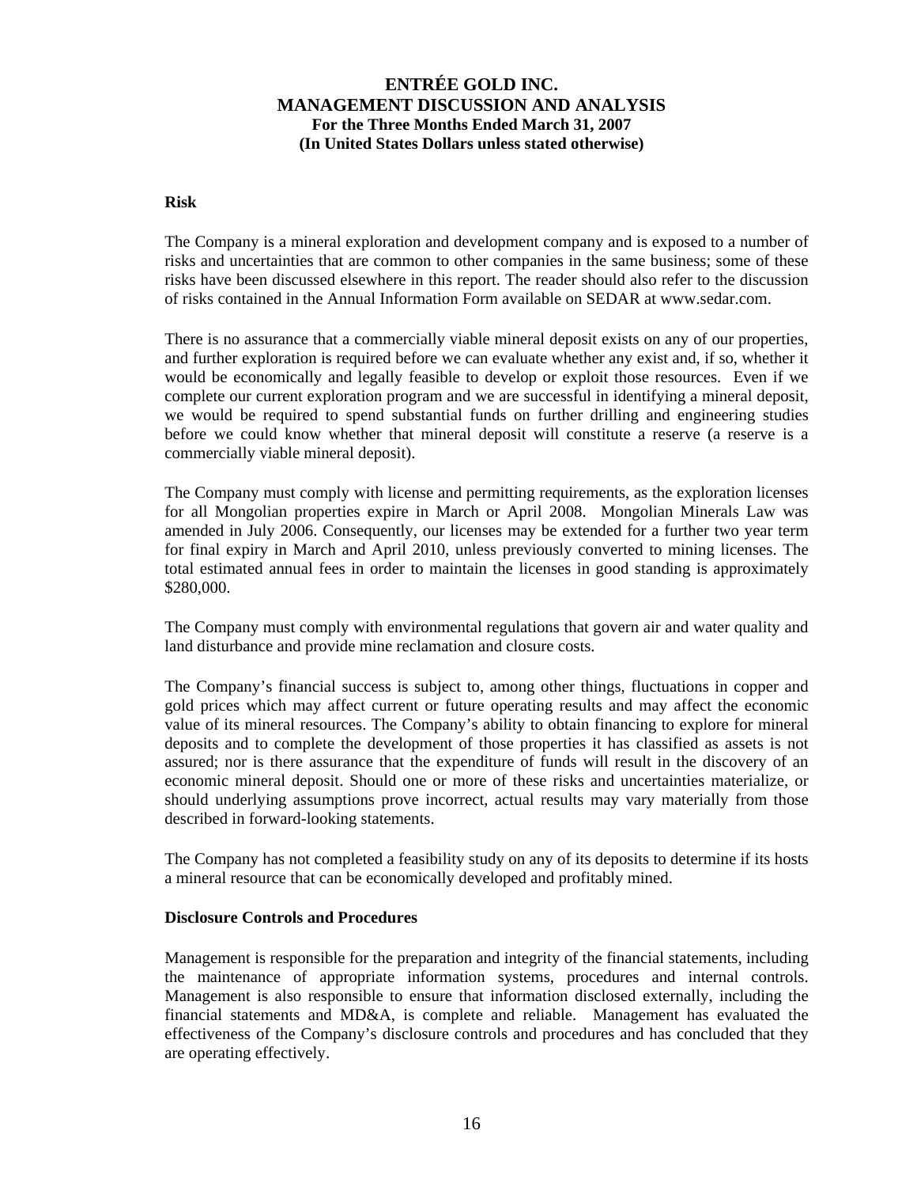# ENTRÉE GOLD INC.
# MANAGEMENT DISCUSSION AND ANALYSIS
**For the Three Months Ended March 31, 2007**
**(In United States Dollars unless stated otherwise)**

**Risk**

The Company is a mineral exploration and development company and is exposed to a number of risks and uncertainties that are common to other companies in the same business; some of these risks have been discussed elsewhere in this report. The reader should also refer to the discussion of risks contained in the Annual Information Form available on SEDAR at www.sedar.com.

There is no assurance that a commercially viable mineral deposit exists on any of our properties, and further exploration is required before we can evaluate whether any exist and, if so, whether it would be economically and legally feasible to develop or exploit those resources. Even if we complete our current exploration program and we are successful in identifying a mineral deposit, we would be required to spend substantial funds on further drilling and engineering studies before we could know whether that mineral deposit will constitute a reserve (a reserve is a commercially viable mineral deposit).

The Company must comply with license and permitting requirements, as the exploration licenses for all Mongolian properties expire in March or April 2008. Mongolian Minerals Law was amended in July 2006. Consequently, our licenses may be extended for a further two year term for final expiry in March and April 2010, unless previously converted to mining licenses. The total estimated annual fees in order to maintain the licenses in good standing is approximately $280,000.

The Company must comply with environmental regulations that govern air and water quality and land disturbance and provide mine reclamation and closure costs.

The Company's financial success is subject to, among other things, fluctuations in copper and gold prices which may affect current or future operating results and may affect the economic value of its mineral resources. The Company's ability to obtain financing to explore for mineral deposits and to complete the development of those properties it has classified as assets is not assured; nor is there assurance that the expenditure of funds will result in the discovery of an economic mineral deposit. Should one or more of these risks and uncertainties materialize, or should underlying assumptions prove incorrect, actual results may vary materially from those described in forward-looking statements.

The Company has not completed a feasibility study on any of its deposits to determine if its hosts a mineral resource that can be economically developed and profitably mined.

**Disclosure Controls and Procedures**

Management is responsible for the preparation and integrity of the financial statements, including the maintenance of appropriate information systems, procedures and internal controls. Management is also responsible to ensure that information disclosed externally, including the financial statements and MD&A, is complete and reliable. Management has evaluated the effectiveness of the Company's disclosure controls and procedures and has concluded that they are operating effectively.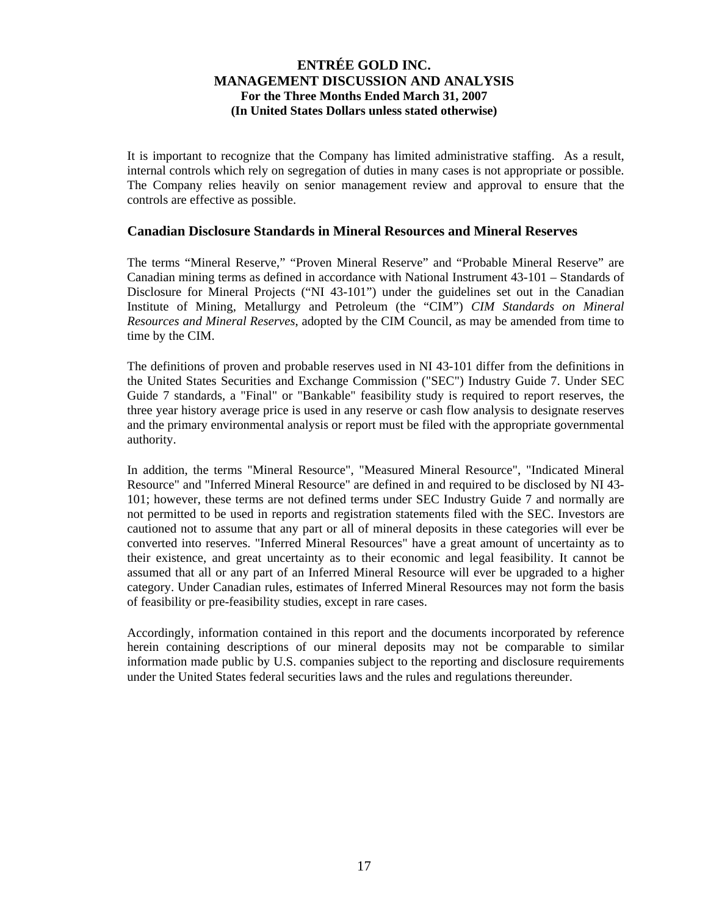It is important to recognize that the Company has limited administrative staffing. As a result, internal controls which rely on segregation of duties in many cases is not appropriate or possible. The Company relies heavily on senior management review and approval to ensure that the controls are effective as possible.

## Canadian Disclosure Standards in Mineral Resources and Mineral Reserves

The terms "Mineral Reserve," "Proven Mineral Reserve" and "Probable Mineral Reserve" are Canadian mining terms as defined in accordance with National Instrument 43-101 – Standards of Disclosure for Mineral Projects ("NI 43-101") under the guidelines set out in the Canadian Institute of Mining, Metallurgy and Petroleum (the "CIM") *CIM Standards on Mineral Resources and Mineral Reserves*, adopted by the CIM Council, as may be amended from time to time by the CIM.

The definitions of proven and probable reserves used in NI 43-101 differ from the definitions in the United States Securities and Exchange Commission ("SEC") Industry Guide 7. Under SEC Guide 7 standards, a "Final" or "Bankable" feasibility study is required to report reserves, the three year history average price is used in any reserve or cash flow analysis to designate reserves and the primary environmental analysis or report must be filed with the appropriate governmental authority.

In addition, the terms "Mineral Resource", "Measured Mineral Resource", "Indicated Mineral Resource" and "Inferred Mineral Resource" are defined in and required to be disclosed by NI 43-101; however, these terms are not defined terms under SEC Industry Guide 7 and normally are not permitted to be used in reports and registration statements filed with the SEC. Investors are cautioned not to assume that any part or all of mineral deposits in these categories will ever be converted into reserves. "Inferred Mineral Resources" have a great amount of uncertainty as to their existence, and great uncertainty as to their economic and legal feasibility. It cannot be assumed that all or any part of an Inferred Mineral Resource will ever be upgraded to a higher category. Under Canadian rules, estimates of Inferred Mineral Resources may not form the basis of feasibility or pre-feasibility studies, except in rare cases.

Accordingly, information contained in this report and the documents incorporated by reference herein containing descriptions of our mineral deposits may not be comparable to similar information made public by U.S. companies subject to the reporting and disclosure requirements under the United States federal securities laws and the rules and regulations thereunder.